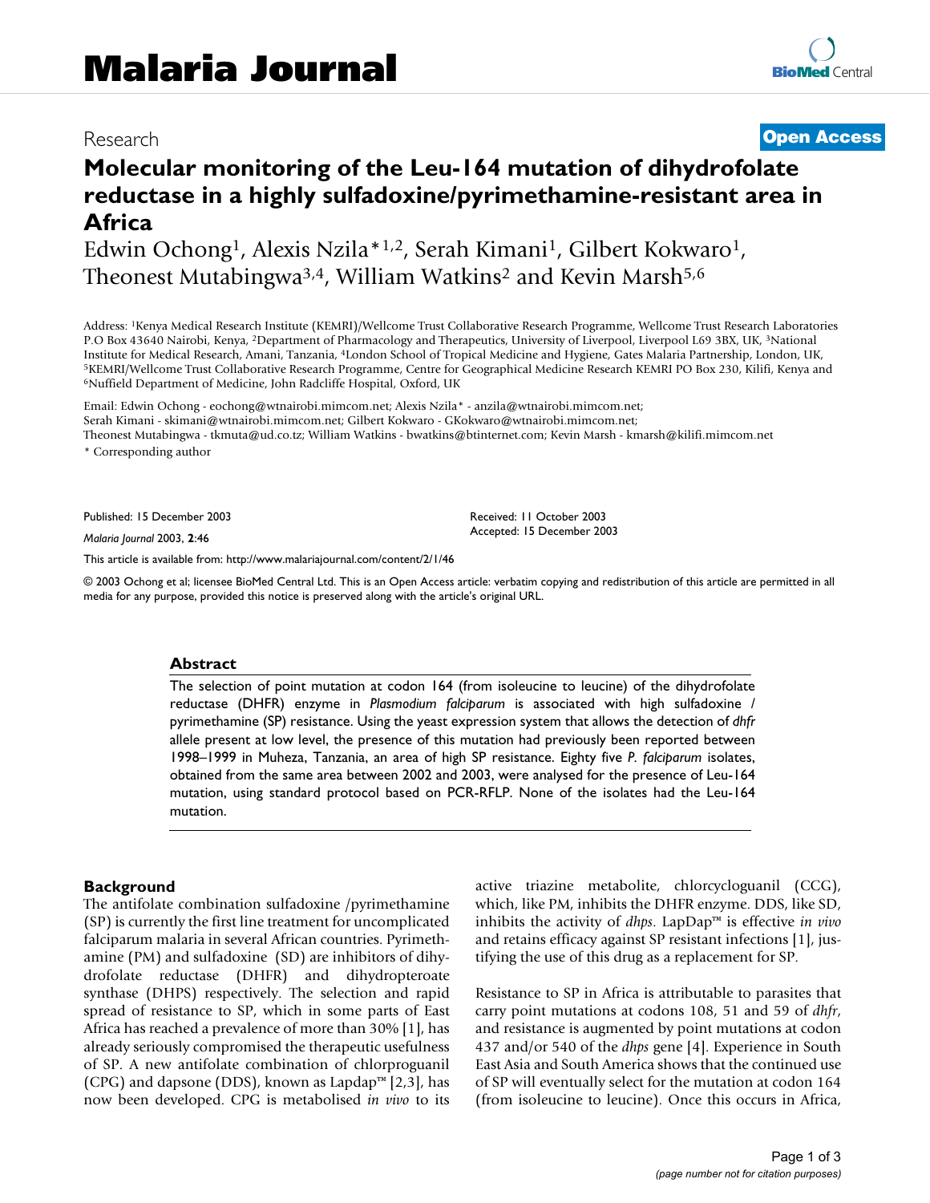Malaria Journal

Research

**Open Access**

# Molecular monitoring of the Leu-164 mutation of dihydrofolate reductase in a highly sulfadoxine/pyrimethamine-resistant area in Africa

Edwin Ochong[1], Alexis Nzila*[1,2], Serah Kimani[1], Gilbert Kokwaro[1], Theonest Mutabingwa[3,4], William Watkins[2] and Kevin Marsh[5,6]

Address: [1]Kenya Medical Research Institute (KEMRI)/Wellcome Trust Collaborative Research Programme, Wellcome Trust Research Laboratories P.O Box 43640 Nairobi, Kenya, [2]Department of Pharmacology and Therapeutics, University of Liverpool, Liverpool L69 3BX, UK, [3]National Institute for Medical Research, Amani, Tanzania, [4]London School of Tropical Medicine and Hygiene, Gates Malaria Partnership, London, UK, [5]KEMRI/Wellcome Trust Collaborative Research Programme, Centre for Geographical Medicine Research KEMRI PO Box 230, Kilifi, Kenya and [6]Nuffield Department of Medicine, John Radcliffe Hospital, Oxford, UK

Email: Edwin Ochong - eochong@wtnairobi.mimcom.net; Alexis Nzila* - anzila@wtnairobi.mimcom.net; Serah Kimani - skimani@wtnairobi.mimcom.net; Gilbert Kokwaro - GKokwaro@wtnairobi.mimcom.net; Theonest Mutabingwa - tkmuta@ud.co.tz; William Watkins - bwatkins@btinternet.com; Kevin Marsh - kmarsh@kilifi.mimcom.net

* Corresponding author

Published: 15 December 2003

*Malaria Journal* 2003, **2**:46

Received: 11 October 2003
Accepted: 15 December 2003

This article is available from: http://www.malariajournal.com/content/2/1/46

© 2003 Ochong et al; licensee BioMed Central Ltd. This is an Open Access article: verbatim copying and redistribution of this article are permitted in all media for any purpose, provided this notice is preserved along with the article's original URL.

## Abstract

The selection of point mutation at codon 164 (from isoleucine to leucine) of the dihydrofolate reductase (DHFR) enzyme in *Plasmodium falciparum* is associated with high sulfadoxine / pyrimethamine (SP) resistance. Using the yeast expression system that allows the detection of *dhfr* allele present at low level, the presence of this mutation had previously been reported between 1998–1999 in Muheza, Tanzania, an area of high SP resistance. Eighty five *P. falciparum* isolates, obtained from the same area between 2002 and 2003, were analysed for the presence of Leu-164 mutation, using standard protocol based on PCR-RFLP. None of the isolates had the Leu-164 mutation.

## Background

The antifolate combination sulfadoxine /pyrimethamine (SP) is currently the first line treatment for uncomplicated falciparum malaria in several African countries. Pyrimethamine (PM) and sulfadoxine (SD) are inhibitors of dihydrofolate reductase (DHFR) and dihydropteroate synthase (DHPS) respectively. The selection and rapid spread of resistance to SP, which in some parts of East Africa has reached a prevalence of more than 30% [1], has already seriously compromised the therapeutic usefulness of SP. A new antifolate combination of chlorproguanil (CPG) and dapsone (DDS), known as Lapdap™ [2,3], has now been developed. CPG is metabolised *in vivo* to its active triazine metabolite, chlorcycloguanil (CCG), which, like PM, inhibits the DHFR enzyme. DDS, like SD, inhibits the activity of *dhps*. LapDap™ is effective *in vivo* and retains efficacy against SP resistant infections [1], justifying the use of this drug as a replacement for SP.

Resistance to SP in Africa is attributable to parasites that carry point mutations at codons 108, 51 and 59 of *dhfr*, and resistance is augmented by point mutations at codon 437 and/or 540 of the *dhps* gene [4]. Experience in South East Asia and South America shows that the continued use of SP will eventually select for the mutation at codon 164 (from isoleucine to leucine). Once this occurs in Africa,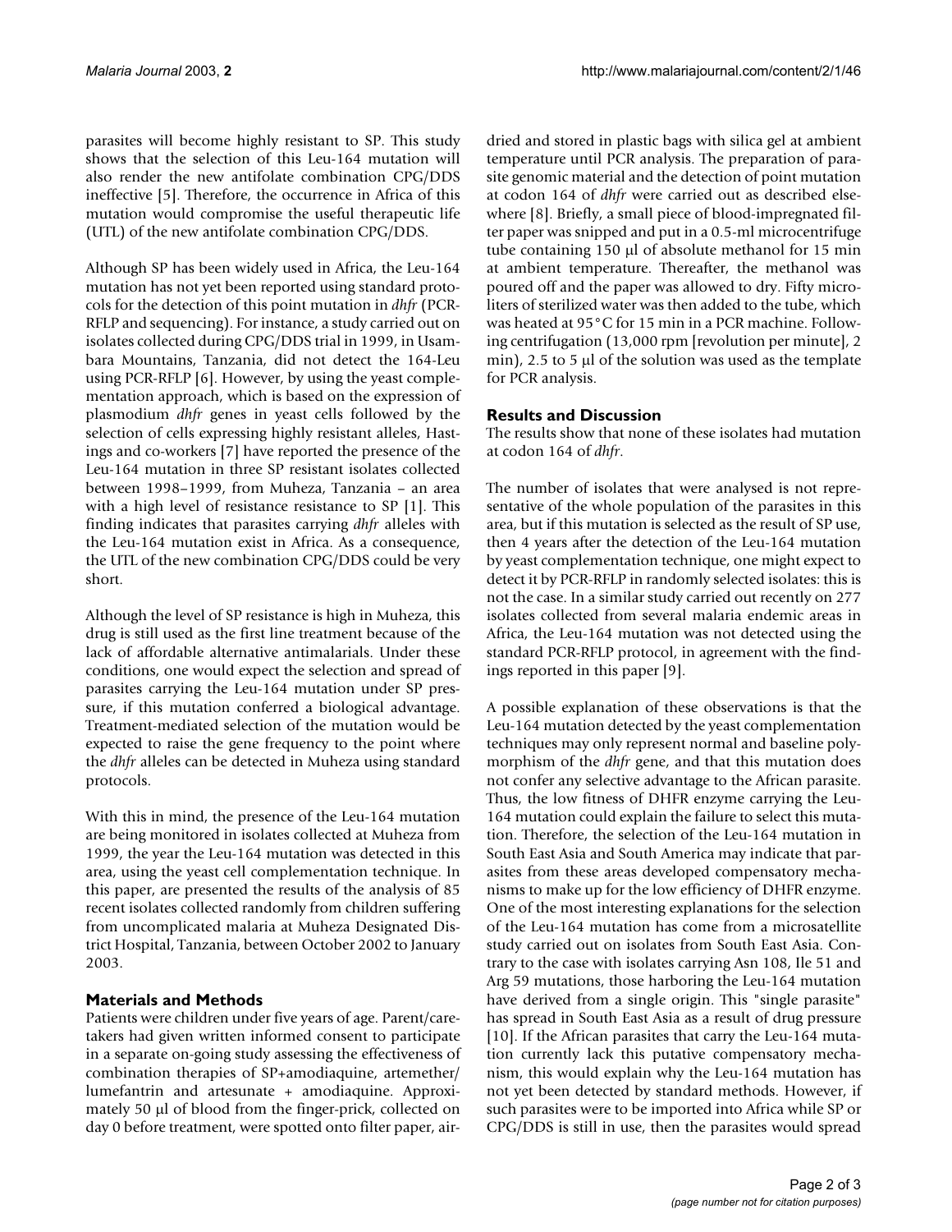parasites will become highly resistant to SP. This study shows that the selection of this Leu-164 mutation will also render the new antifolate combination CPG/DDS ineffective [5]. Therefore, the occurrence in Africa of this mutation would compromise the useful therapeutic life (UTL) of the new antifolate combination CPG/DDS.

Although SP has been widely used in Africa, the Leu-164 mutation has not yet been reported using standard protocols for the detection of this point mutation in *dhfr* (PCR-RFLP and sequencing). For instance, a study carried out on isolates collected during CPG/DDS trial in 1999, in Usambara Mountains, Tanzania, did not detect the 164-Leu using PCR-RFLP [6]. However, by using the yeast complementation approach, which is based on the expression of plasmodium *dhfr* genes in yeast cells followed by the selection of cells expressing highly resistant alleles, Hastings and co-workers [7] have reported the presence of the Leu-164 mutation in three SP resistant isolates collected between 1998–1999, from Muheza, Tanzania – an area with a high level of resistance resistance to SP [1]. This finding indicates that parasites carrying *dhfr* alleles with the Leu-164 mutation exist in Africa. As a consequence, the UTL of the new combination CPG/DDS could be very short.

Although the level of SP resistance is high in Muheza, this drug is still used as the first line treatment because of the lack of affordable alternative antimalarials. Under these conditions, one would expect the selection and spread of parasites carrying the Leu-164 mutation under SP pressure, if this mutation conferred a biological advantage. Treatment-mediated selection of the mutation would be expected to raise the gene frequency to the point where the *dhfr* alleles can be detected in Muheza using standard protocols.

With this in mind, the presence of the Leu-164 mutation are being monitored in isolates collected at Muheza from 1999, the year the Leu-164 mutation was detected in this area, using the yeast cell complementation technique. In this paper, are presented the results of the analysis of 85 recent isolates collected randomly from children suffering from uncomplicated malaria at Muheza Designated District Hospital, Tanzania, between October 2002 to January 2003.

## Materials and Methods

Patients were children under five years of age. Parent/caretakers had given written informed consent to participate in a separate on-going study assessing the effectiveness of combination therapies of SP+amodiaquine, artemether/lumefantrin and artesunate + amodiaquine. Approximately 50 μl of blood from the finger-prick, collected on day 0 before treatment, were spotted onto filter paper, air-dried and stored in plastic bags with silica gel at ambient temperature until PCR analysis. The preparation of parasite genomic material and the detection of point mutation at codon 164 of *dhfr* were carried out as described elsewhere [8]. Briefly, a small piece of blood-impregnated filter paper was snipped and put in a 0.5-ml microcentrifuge tube containing 150 μl of absolute methanol for 15 min at ambient temperature. Thereafter, the methanol was poured off and the paper was allowed to dry. Fifty microliters of sterilized water was then added to the tube, which was heated at 95°C for 15 min in a PCR machine. Following centrifugation (13,000 rpm [revolution per minute], 2 min), 2.5 to 5 μl of the solution was used as the template for PCR analysis.

## Results and Discussion

The results show that none of these isolates had mutation at codon 164 of *dhfr*.

The number of isolates that were analysed is not representative of the whole population of the parasites in this area, but if this mutation is selected as the result of SP use, then 4 years after the detection of the Leu-164 mutation by yeast complementation technique, one might expect to detect it by PCR-RFLP in randomly selected isolates: this is not the case. In a similar study carried out recently on 277 isolates collected from several malaria endemic areas in Africa, the Leu-164 mutation was not detected using the standard PCR-RFLP protocol, in agreement with the findings reported in this paper [9].

A possible explanation of these observations is that the Leu-164 mutation detected by the yeast complementation techniques may only represent normal and baseline polymorphism of the *dhfr* gene, and that this mutation does not confer any selective advantage to the African parasite. Thus, the low fitness of DHFR enzyme carrying the Leu-164 mutation could explain the failure to select this mutation. Therefore, the selection of the Leu-164 mutation in South East Asia and South America may indicate that parasites from these areas developed compensatory mechanisms to make up for the low efficiency of DHFR enzyme. One of the most interesting explanations for the selection of the Leu-164 mutation has come from a microsatellite study carried out on isolates from South East Asia. Contrary to the case with isolates carrying Asn 108, Ile 51 and Arg 59 mutations, those harboring the Leu-164 mutation have derived from a single origin. This "single parasite" has spread in South East Asia as a result of drug pressure [10]. If the African parasites that carry the Leu-164 mutation currently lack this putative compensatory mechanism, this would explain why the Leu-164 mutation has not yet been detected by standard methods. However, if such parasites were to be imported into Africa while SP or CPG/DDS is still in use, then the parasites would spread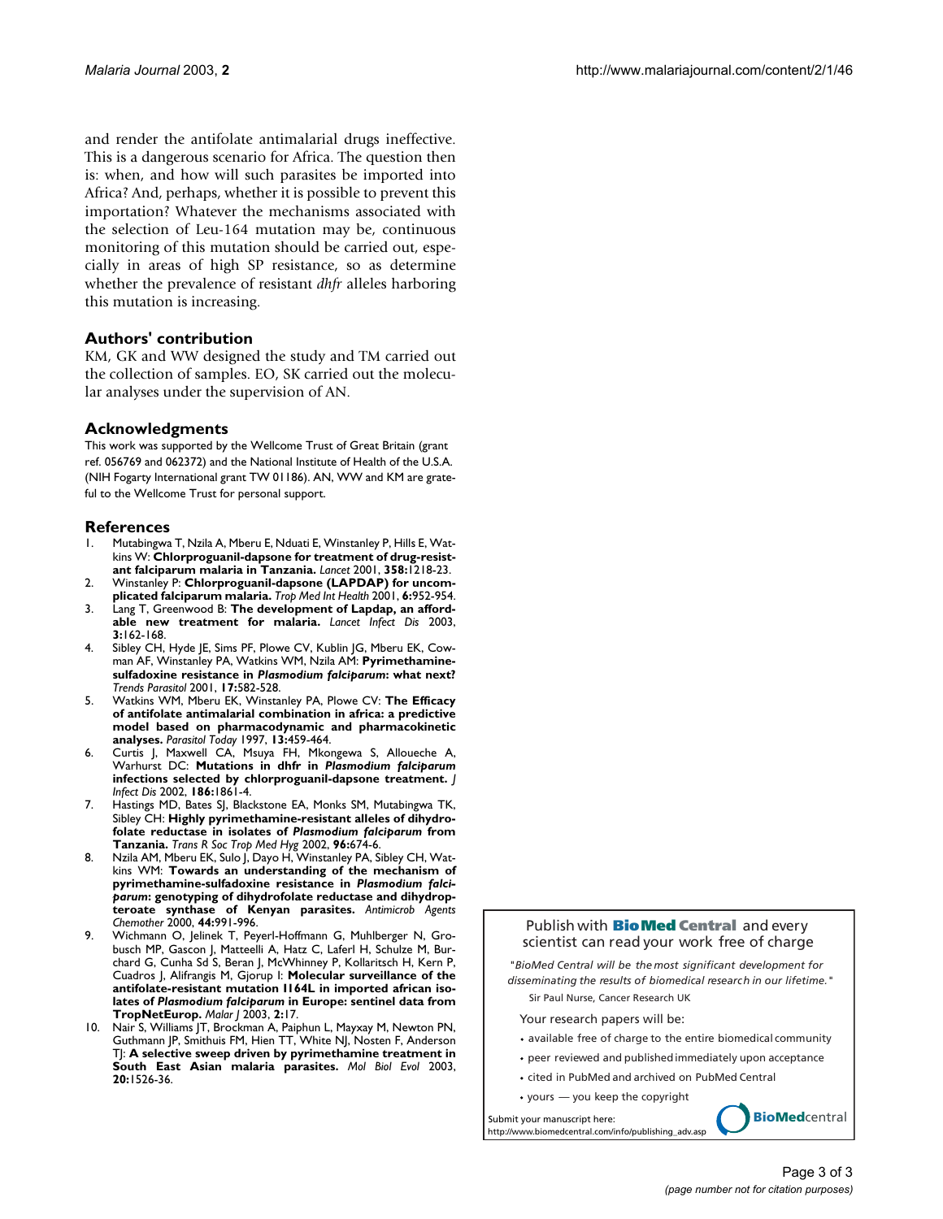and render the antifolate antimalarial drugs ineffective. This is a dangerous scenario for Africa. The question then is: when, and how will such parasites be imported into Africa? And, perhaps, whether it is possible to prevent this importation? Whatever the mechanisms associated with the selection of Leu-164 mutation may be, continuous monitoring of this mutation should be carried out, especially in areas of high SP resistance, so as determine whether the prevalence of resistant *dhfr* alleles harboring this mutation is increasing.

## Authors' contribution

KM, GK and WW designed the study and TM carried out the collection of samples. EO, SK carried out the molecular analyses under the supervision of AN.

## Acknowledgments

This work was supported by the Wellcome Trust of Great Britain (grant ref. 056769 and 062372) and the National Institute of Health of the U.S.A. (NIH Fogarty International grant TW 01186). AN, WW and KM are grateful to the Wellcome Trust for personal support.

## References

1. Mutabingwa T, Nzila A, Mberu E, Nduati E, Winstanley P, Hills E, Watkins W: **Chlorproguanil-dapsone for treatment of drug-resistant falciparum malaria in Tanzania.** *Lancet* 2001, **358:**1218-23.
2. Winstanley P: **Chlorproguanil-dapsone (LAPDAP) for uncomplicated falciparum malaria.** *Trop Med Int Health* 2001, **6:**952-954.
3. Lang T, Greenwood B: **The development of Lapdap, an affordable new treatment for malaria.** *Lancet Infect Dis* 2003, **3:**162-168.
4. Sibley CH, Hyde JE, Sims PF, Plowe CV, Kublin JG, Mberu EK, Cowman AF, Winstanley PA, Watkins WM, Nzila AM: **Pyrimethamine-sulfadoxine resistance in *Plasmodium falciparum*: what next?** *Trends Parasitol* 2001, **17:**582-528.
5. Watkins WM, Mberu EK, Winstanley PA, Plowe CV: **The Efficacy of antifolate antimalarial combination in africa: a predictive model based on pharmacodynamic and pharmacokinetic analyses.** *Parasitol Today* 1997, **13:**459-464.
6. Curtis J, Maxwell CA, Msuya FH, Mkongewa S, Alloueche A, Warhurst DC: **Mutations in dhfr in *Plasmodium falciparum* infections selected by chlorproguanil-dapsone treatment.** *J Infect Dis* 2002, **186:**1861-4.
7. Hastings MD, Bates SJ, Blackstone EA, Monks SM, Mutabingwa TK, Sibley CH: **Highly pyrimethamine-resistant alleles of dihydrofolate reductase in isolates of *Plasmodium falciparum* from Tanzania.** *Trans R Soc Trop Med Hyg* 2002, **96:**674-6.
8. Nzila AM, Mberu EK, Sulo J, Dayo H, Winstanley PA, Sibley CH, Watkins WM: **Towards an understanding of the mechanism of pyrimethamine-sulfadoxine resistance in *Plasmodium falciparum*: genotyping of dihydrofolate reductase and dihydropteroate synthase of Kenyan parasites.** *Antimicrob Agents Chemother* 2000, **44:**991-996.
9. Wichmann O, Jelinek T, Peyerl-Hoffmann G, Muhlberger N, Grobusch MP, Gascon J, Matteelli A, Hatz C, Laferl H, Schulze M, Burchard G, Cunha Sd S, Beran J, McWhinney P, Kollaritsch H, Kern P, Cuadros J, Alifrangis M, Gjorup I: **Molecular surveillance of the antifolate-resistant mutation I164L in imported african isolates of *Plasmodium falciparum* in Europe: sentinel data from TropNetEurop.** *Malar J* 2003, **2:**17.
10. Nair S, Williams JT, Brockman A, Paiphun L, Mayxay M, Newton PN, Guthmann JP, Smithuis FM, Hien TT, White NJ, Nosten F, Anderson TJ: **A selective sweep driven by pyrimethamine treatment in South East Asian malaria parasites.** *Mol Biol Evol* 2003, **20:**1526-36.

Publish with **BioMed Central** and every scientist can read your work free of charge

*"BioMed Central will be the most significant development for disseminating the results of biomedical research in our lifetime."*
Sir Paul Nurse, Cancer Research UK

Your research papers will be:

- available free of charge to the entire biomedical community
- peer reviewed and published immediately upon acceptance
- cited in PubMed and archived on PubMed Central
- yours — you keep the copyright

Submit your manuscript here:
http://www.biomedcentral.com/info/publishing_adv.asp

**BioMed**central